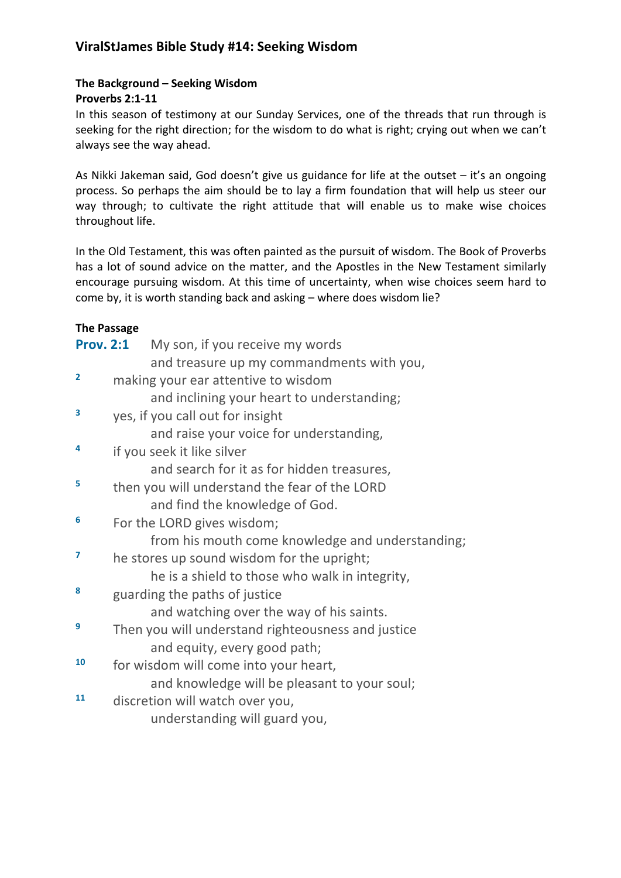# ViralStJames Bible Study #14: Seeking Wisdom

**The Background – Seeking Wisdom**
**Proverbs 2:1-11**

In this season of testimony at our Sunday Services, one of the threads that run through is seeking for the right direction; for the wisdom to do what is right; crying out when we can't always see the way ahead.

As Nikki Jakeman said, God doesn't give us guidance for life at the outset – it's an ongoing process. So perhaps the aim should be to lay a firm foundation that will help us steer our way through; to cultivate the right attitude that will enable us to make wise choices throughout life.

In the Old Testament, this was often painted as the pursuit of wisdom. The Book of Proverbs has a lot of sound advice on the matter, and the Apostles in the New Testament similarly encourage pursuing wisdom. At this time of uncertainty, when wise choices seem hard to come by, it is worth standing back and asking – where does wisdom lie?

**The Passage**

**Prov. 2:1** My son, if you receive my words
and treasure up my commandments with you,

2 making your ear attentive to wisdom
and inclining your heart to understanding;

3 yes, if you call out for insight
and raise your voice for understanding,

4 if you seek it like silver
and search for it as for hidden treasures,

5 then you will understand the fear of the LORD
and find the knowledge of God.

6 For the LORD gives wisdom;
from his mouth come knowledge and understanding;

7 he stores up sound wisdom for the upright;
he is a shield to those who walk in integrity,

8 guarding the paths of justice
and watching over the way of his saints.

9 Then you will understand righteousness and justice
and equity, every good path;

10 for wisdom will come into your heart,
and knowledge will be pleasant to your soul;

11 discretion will watch over you,
understanding will guard you,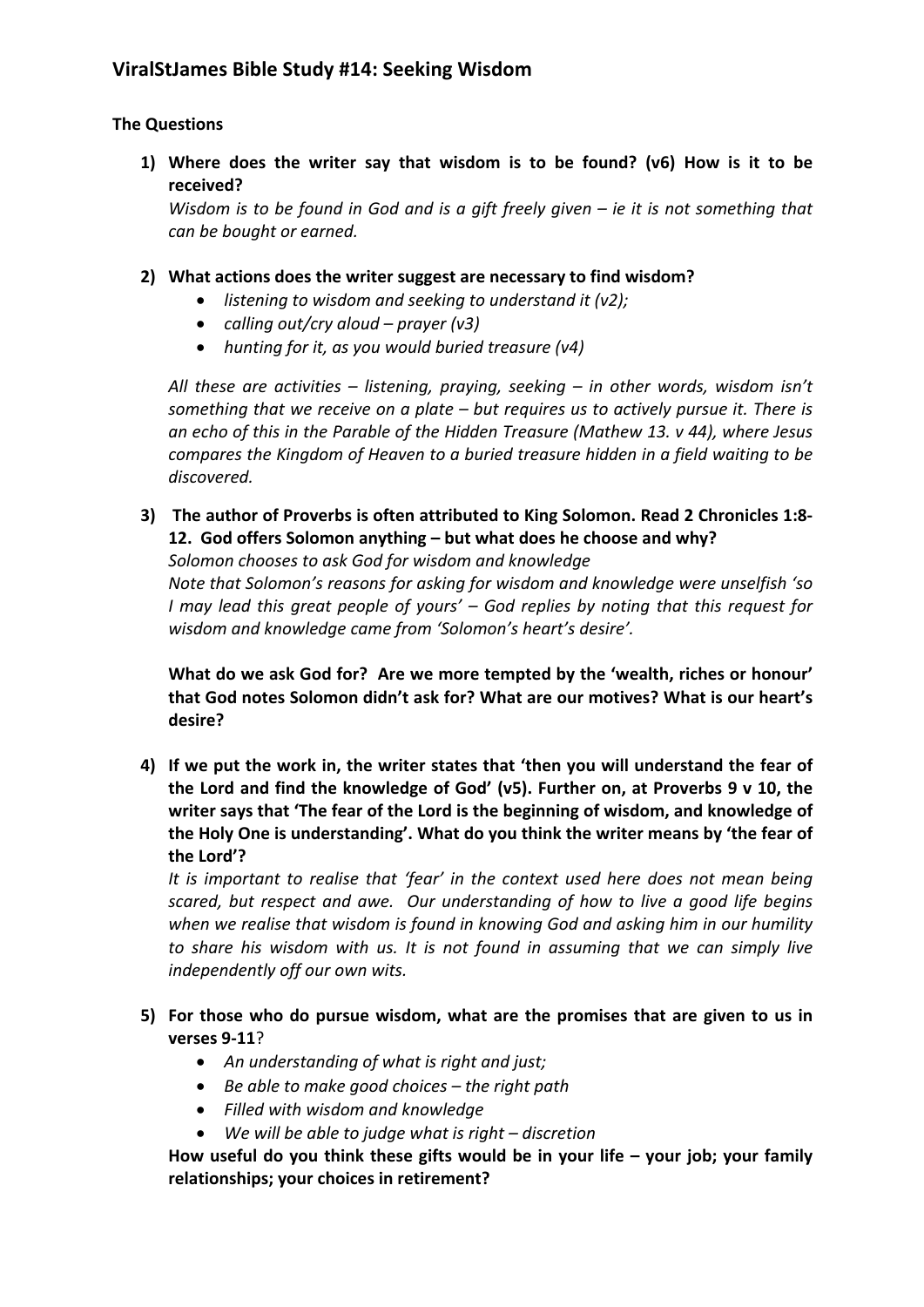## ViralStJames Bible Study #14: Seeking Wisdom

**The Questions**

1) **Where does the writer say that wisdom is to be found? (v6) How is it to be received?**
*Wisdom is to be found in God and is a gift freely given – ie it is not something that can be bought or earned.*

2) **What actions does the writer suggest are necessary to find wisdom?**
   - *listening to wisdom and seeking to understand it (v2);*
   - *calling out/cry aloud – prayer (v3)*
   - *hunting for it, as you would buried treasure (v4)*

   *All these are activities – listening, praying, seeking – in other words, wisdom isn't something that we receive on a plate – but requires us to actively pursue it. There is an echo of this in the Parable of the Hidden Treasure (Mathew 13. v 44), where Jesus compares the Kingdom of Heaven to a buried treasure hidden in a field waiting to be discovered.*

3) **The author of Proverbs is often attributed to King Solomon. Read 2 Chronicles 1:8-12. God offers Solomon anything – but what does he choose and why?**
*Solomon chooses to ask God for wisdom and knowledge*
*Note that Solomon's reasons for asking for wisdom and knowledge were unselfish 'so I may lead this great people of yours' – God replies by noting that this request for wisdom and knowledge came from 'Solomon's heart's desire'.*

   **What do we ask God for? Are we more tempted by the 'wealth, riches or honour' that God notes Solomon didn't ask for? What are our motives? What is our heart's desire?**

4) **If we put the work in, the writer states that 'then you will understand the fear of the Lord and find the knowledge of God' (v5). Further on, at Proverbs 9 v 10, the writer says that 'The fear of the Lord is the beginning of wisdom, and knowledge of the Holy One is understanding'. What do you think the writer means by 'the fear of the Lord'?**
*It is important to realise that 'fear' in the context used here does not mean being scared, but respect and awe. Our understanding of how to live a good life begins when we realise that wisdom is found in knowing God and asking him in our humility to share his wisdom with us. It is not found in assuming that we can simply live independently off our own wits.*

5) **For those who do pursue wisdom, what are the promises that are given to us in verses 9-11**?
   - *An understanding of what is right and just;*
   - *Be able to make good choices – the right path*
   - *Filled with wisdom and knowledge*
   - *We will be able to judge what is right – discretion*

   **How useful do you think these gifts would be in your life – your job; your family relationships; your choices in retirement?**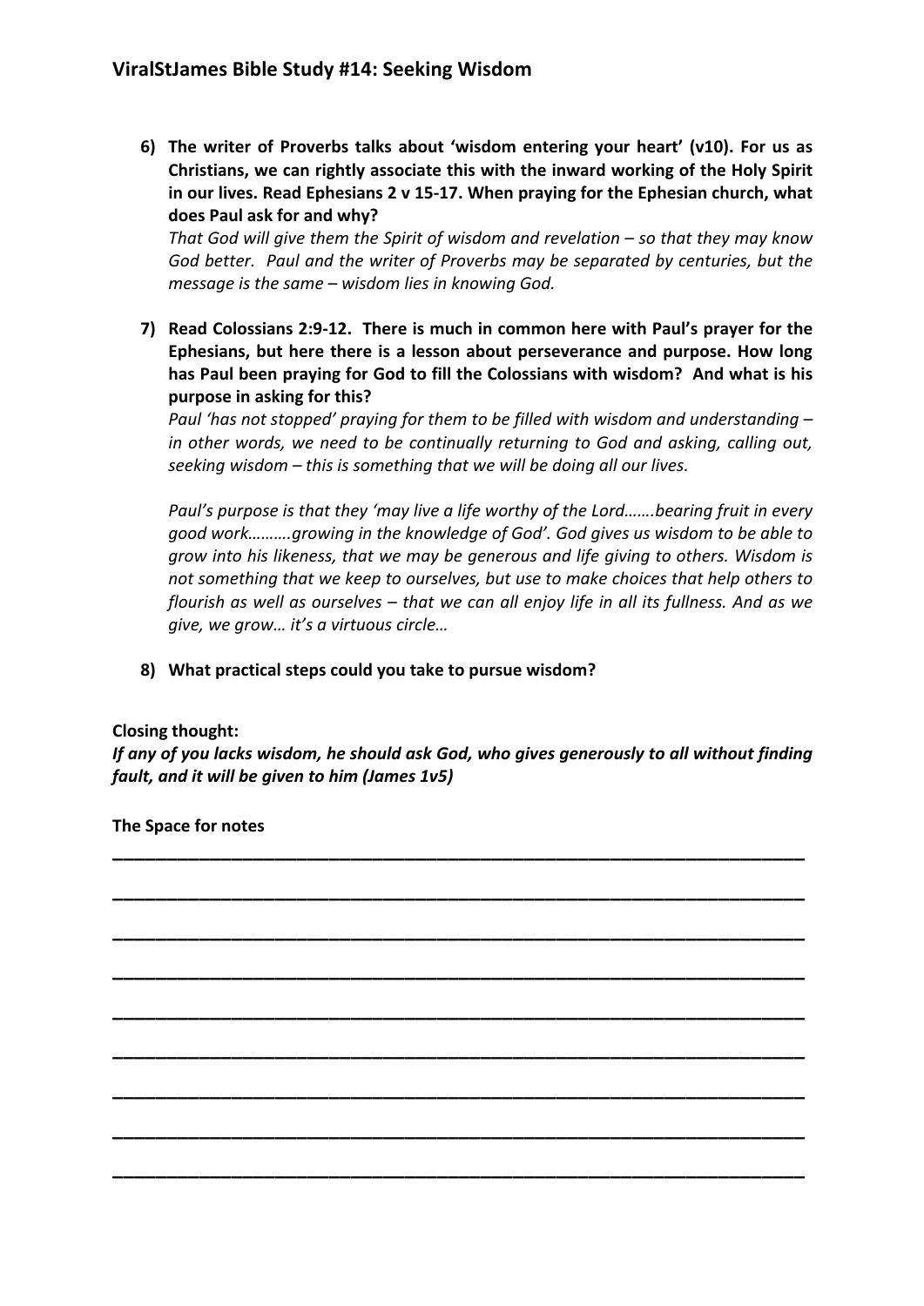6) **The writer of Proverbs talks about 'wisdom entering your heart' (v10). For us as Christians, we can rightly associate this with the inward working of the Holy Spirit in our lives. Read Ephesians 2 v 15-17. When praying for the Ephesian church, what does Paul ask for and why?**
*That God will give them the Spirit of wisdom and revelation – so that they may know God better. Paul and the writer of Proverbs may be separated by centuries, but the message is the same – wisdom lies in knowing God.*

7) **Read Colossians 2:9-12. There is much in common here with Paul's prayer for the Ephesians, but here there is a lesson about perseverance and purpose. How long has Paul been praying for God to fill the Colossians with wisdom? And what is his purpose in asking for this?**
*Paul 'has not stopped' praying for them to be filled with wisdom and understanding – in other words, we need to be continually returning to God and asking, calling out, seeking wisdom – this is something that we will be doing all our lives.*

   *Paul's purpose is that they 'may live a life worthy of the Lord…….bearing fruit in every good work……….growing in the knowledge of God'. God gives us wisdom to be able to grow into his likeness, that we may be generous and life giving to others. Wisdom is not something that we keep to ourselves, but use to make choices that help others to flourish as well as ourselves – that we can all enjoy life in all its fullness. And as we give, we grow… it's a virtuous circle…*

8) **What practical steps could you take to pursue wisdom?**

**Closing thought:**
***If any of you lacks wisdom, he should ask God, who gives generously to all without finding fault, and it will be given to him (James 1v5)***

**The Space for notes**

___________________________________________________________________________

___________________________________________________________________________

___________________________________________________________________________

___________________________________________________________________________

___________________________________________________________________________

___________________________________________________________________________

___________________________________________________________________________

___________________________________________________________________________

___________________________________________________________________________